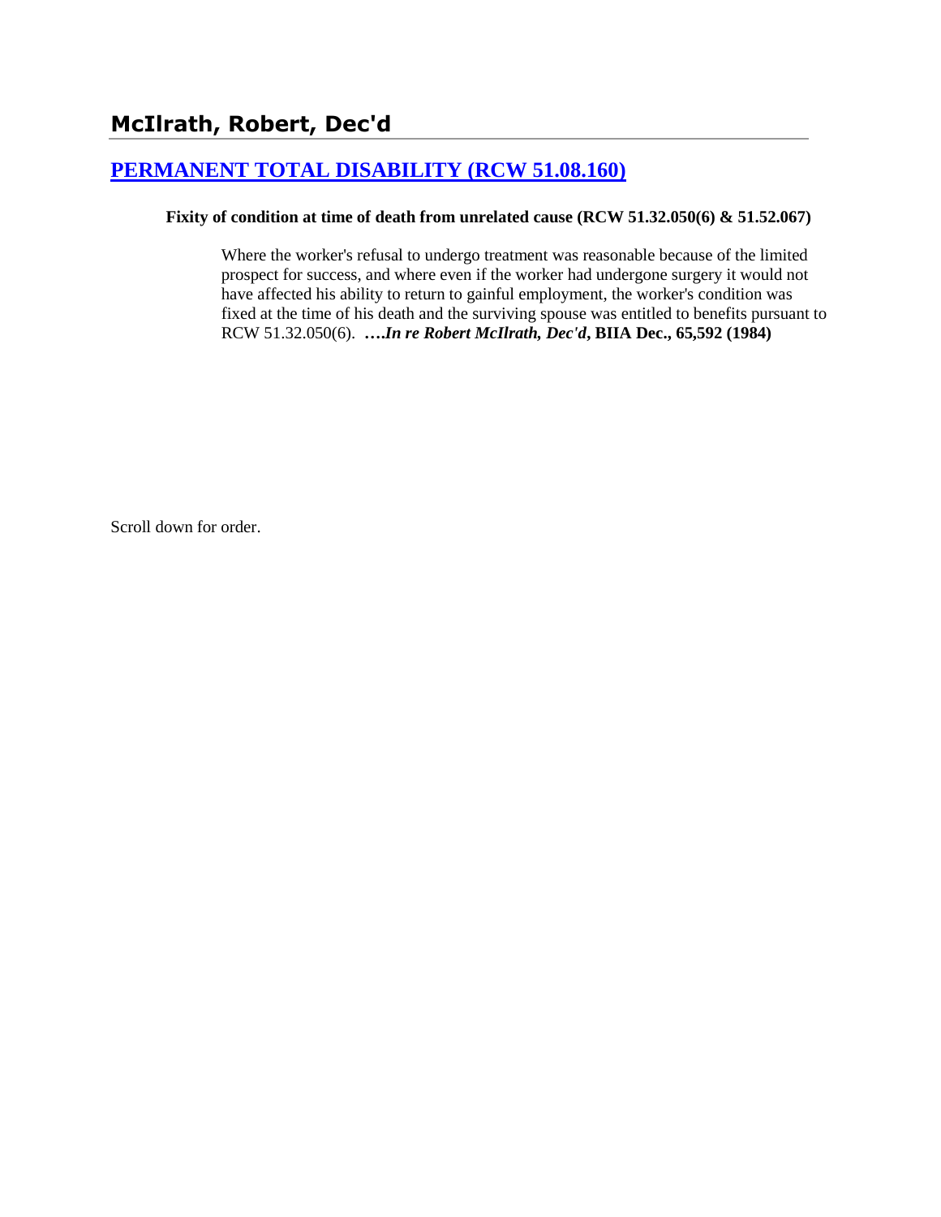## McIlrath, Robert, Dec'd

## [PERMANENT TOTAL DISABILITY (RCW 51.08.160)]

**Fixity of condition at time of death from unrelated cause (RCW 51.32.050(6) & 51.52.067)**

Where the worker's refusal to undergo treatment was reasonable because of the limited prospect for success, and where even if the worker had undergone surgery it would not have affected his ability to return to gainful employment, the worker's condition was fixed at the time of his death and the surviving spouse was entitled to benefits pursuant to RCW 51.32.050(6). ****….In re Robert McIlrath, Dec'd*, BIIA Dec., 65,592 (1984)**

Scroll down for order.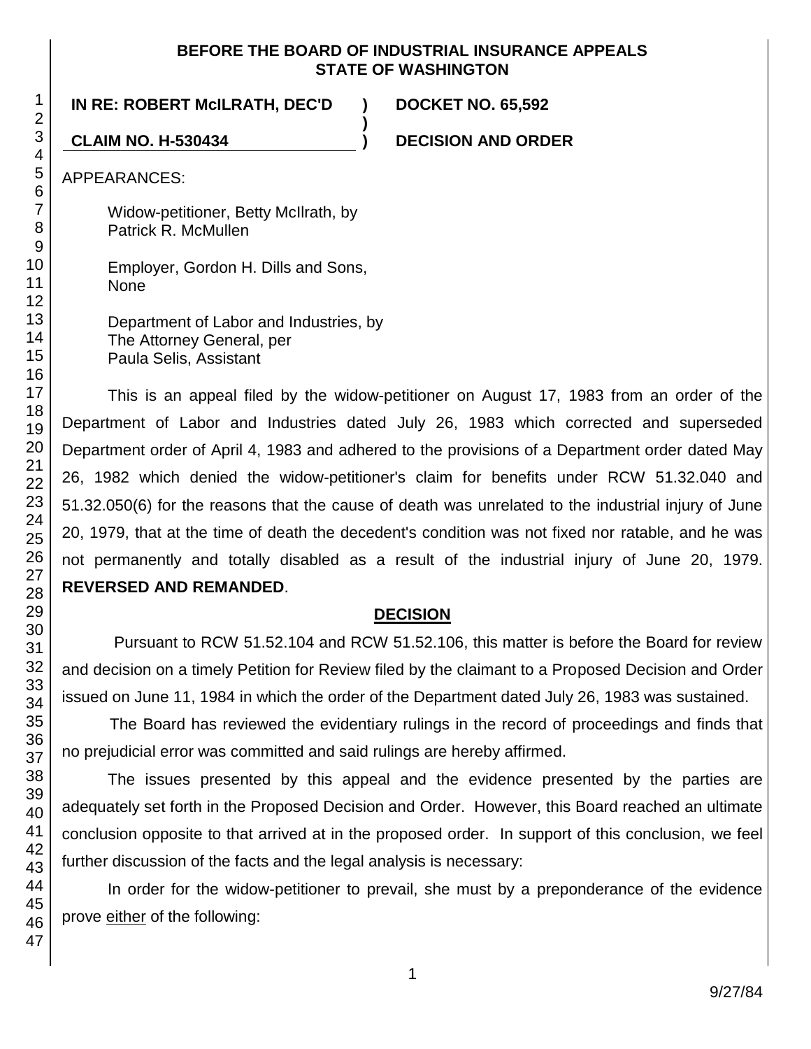**BEFORE THE BOARD OF INDUSTRIAL INSURANCE APPEALS**
**STATE OF WASHINGTON**

**IN RE: ROBERT McILRATH, DEC'D ) DOCKET NO. 65,592**
**)**
**CLAIM NO. H-530434 ) DECISION AND ORDER**

APPEARANCES:

Widow-petitioner, Betty McIlrath, by
Patrick R. McMullen

Employer, Gordon H. Dills and Sons,
None

Department of Labor and Industries, by
The Attorney General, per
Paula Selis, Assistant

This is an appeal filed by the widow-petitioner on August 17, 1983 from an order of the Department of Labor and Industries dated July 26, 1983 which corrected and superseded Department order of April 4, 1983 and adhered to the provisions of a Department order dated May 26, 1982 which denied the widow-petitioner's claim for benefits under RCW 51.32.040 and 51.32.050(6) for the reasons that the cause of death was unrelated to the industrial injury of June 20, 1979, that at the time of death the decedent's condition was not fixed nor ratable, and he was not permanently and totally disabled as a result of the industrial injury of June 20, 1979. **REVERSED AND REMANDED**.

## DECISION

Pursuant to RCW 51.52.104 and RCW 51.52.106, this matter is before the Board for review and decision on a timely Petition for Review filed by the claimant to a Proposed Decision and Order issued on June 11, 1984 in which the order of the Department dated July 26, 1983 was sustained.

The Board has reviewed the evidentiary rulings in the record of proceedings and finds that no prejudicial error was committed and said rulings are hereby affirmed.

The issues presented by this appeal and the evidence presented by the parties are adequately set forth in the Proposed Decision and Order. However, this Board reached an ultimate conclusion opposite to that arrived at in the proposed order. In support of this conclusion, we feel further discussion of the facts and the legal analysis is necessary:

In order for the widow-petitioner to prevail, she must by a preponderance of the evidence prove either of the following: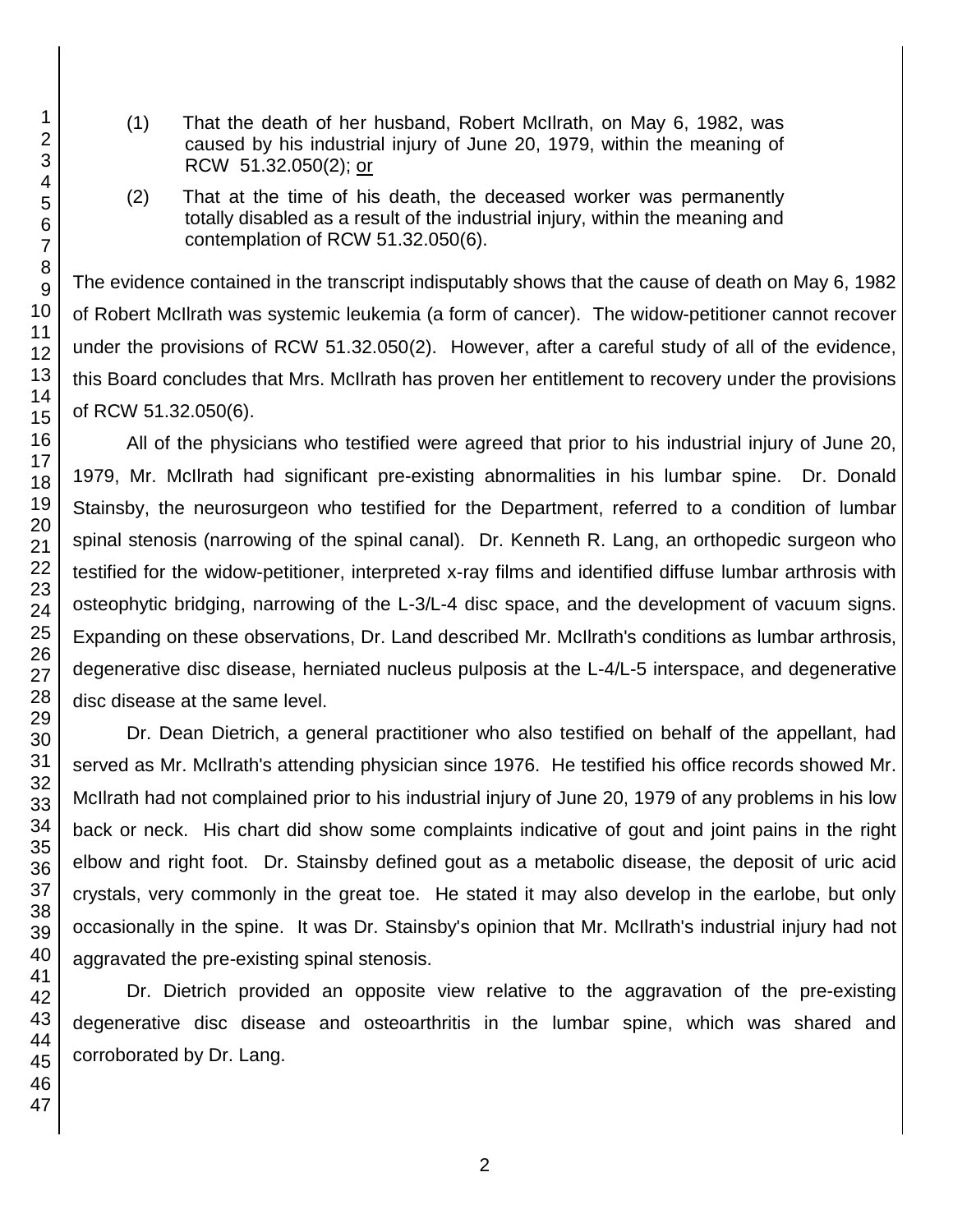(1) That the death of her husband, Robert McIlrath, on May 6, 1982, was caused by his industrial injury of June 20, 1979, within the meaning of RCW 51.32.050(2); or

(2) That at the time of his death, the deceased worker was permanently totally disabled as a result of the industrial injury, within the meaning and contemplation of RCW 51.32.050(6).

The evidence contained in the transcript indisputably shows that the cause of death on May 6, 1982 of Robert McIlrath was systemic leukemia (a form of cancer). The widow-petitioner cannot recover under the provisions of RCW 51.32.050(2). However, after a careful study of all of the evidence, this Board concludes that Mrs. McIlrath has proven her entitlement to recovery under the provisions of RCW 51.32.050(6).

All of the physicians who testified were agreed that prior to his industrial injury of June 20, 1979, Mr. McIlrath had significant pre-existing abnormalities in his lumbar spine. Dr. Donald Stainsby, the neurosurgeon who testified for the Department, referred to a condition of lumbar spinal stenosis (narrowing of the spinal canal). Dr. Kenneth R. Lang, an orthopedic surgeon who testified for the widow-petitioner, interpreted x-ray films and identified diffuse lumbar arthrosis with osteophytic bridging, narrowing of the L-3/L-4 disc space, and the development of vacuum signs. Expanding on these observations, Dr. Land described Mr. McIlrath's conditions as lumbar arthrosis, degenerative disc disease, herniated nucleus pulposis at the L-4/L-5 interspace, and degenerative disc disease at the same level.

Dr. Dean Dietrich, a general practitioner who also testified on behalf of the appellant, had served as Mr. McIlrath's attending physician since 1976. He testified his office records showed Mr. McIlrath had not complained prior to his industrial injury of June 20, 1979 of any problems in his low back or neck. His chart did show some complaints indicative of gout and joint pains in the right elbow and right foot. Dr. Stainsby defined gout as a metabolic disease, the deposit of uric acid crystals, very commonly in the great toe. He stated it may also develop in the earlobe, but only occasionally in the spine. It was Dr. Stainsby's opinion that Mr. McIlrath's industrial injury had not aggravated the pre-existing spinal stenosis.

Dr. Dietrich provided an opposite view relative to the aggravation of the pre-existing degenerative disc disease and osteoarthritis in the lumbar spine, which was shared and corroborated by Dr. Lang.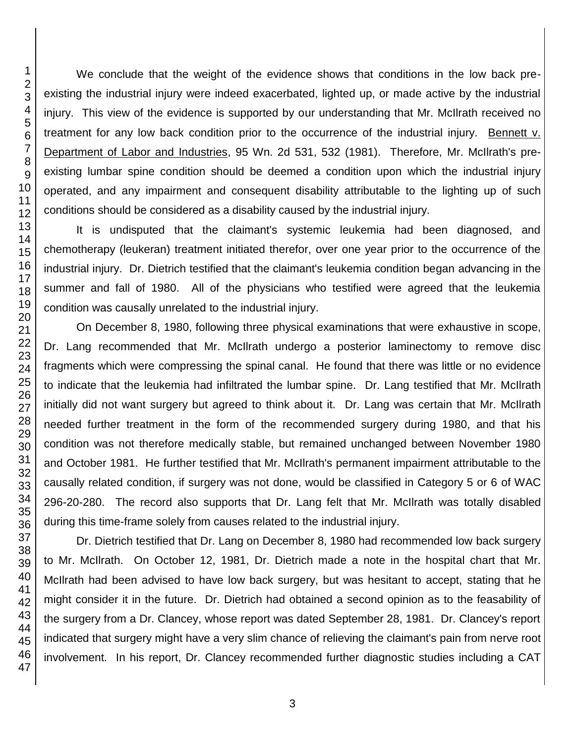We conclude that the weight of the evidence shows that conditions in the low back pre-existing the industrial injury were indeed exacerbated, lighted up, or made active by the industrial injury. This view of the evidence is supported by our understanding that Mr. McIlrath received no treatment for any low back condition prior to the occurrence of the industrial injury. Bennett v. Department of Labor and Industries, 95 Wn. 2d 531, 532 (1981). Therefore, Mr. McIlrath's pre-existing lumbar spine condition should be deemed a condition upon which the industrial injury operated, and any impairment and consequent disability attributable to the lighting up of such conditions should be considered as a disability caused by the industrial injury.

It is undisputed that the claimant's systemic leukemia had been diagnosed, and chemotherapy (leukeran) treatment initiated therefor, over one year prior to the occurrence of the industrial injury. Dr. Dietrich testified that the claimant's leukemia condition began advancing in the summer and fall of 1980. All of the physicians who testified were agreed that the leukemia condition was causally unrelated to the industrial injury.

On December 8, 1980, following three physical examinations that were exhaustive in scope, Dr. Lang recommended that Mr. McIlrath undergo a posterior laminectomy to remove disc fragments which were compressing the spinal canal. He found that there was little or no evidence to indicate that the leukemia had infiltrated the lumbar spine. Dr. Lang testified that Mr. McIlrath initially did not want surgery but agreed to think about it. Dr. Lang was certain that Mr. McIlrath needed further treatment in the form of the recommended surgery during 1980, and that his condition was not therefore medically stable, but remained unchanged between November 1980 and October 1981. He further testified that Mr. McIlrath's permanent impairment attributable to the causally related condition, if surgery was not done, would be classified in Category 5 or 6 of WAC 296-20-280. The record also supports that Dr. Lang felt that Mr. McIlrath was totally disabled during this time-frame solely from causes related to the industrial injury.

Dr. Dietrich testified that Dr. Lang on December 8, 1980 had recommended low back surgery to Mr. McIlrath. On October 12, 1981, Dr. Dietrich made a note in the hospital chart that Mr. McIlrath had been advised to have low back surgery, but was hesitant to accept, stating that he might consider it in the future. Dr. Dietrich had obtained a second opinion as to the feasability of the surgery from a Dr. Clancey, whose report was dated September 28, 1981. Dr. Clancey's report indicated that surgery might have a very slim chance of relieving the claimant's pain from nerve root involvement. In his report, Dr. Clancey recommended further diagnostic studies including a CAT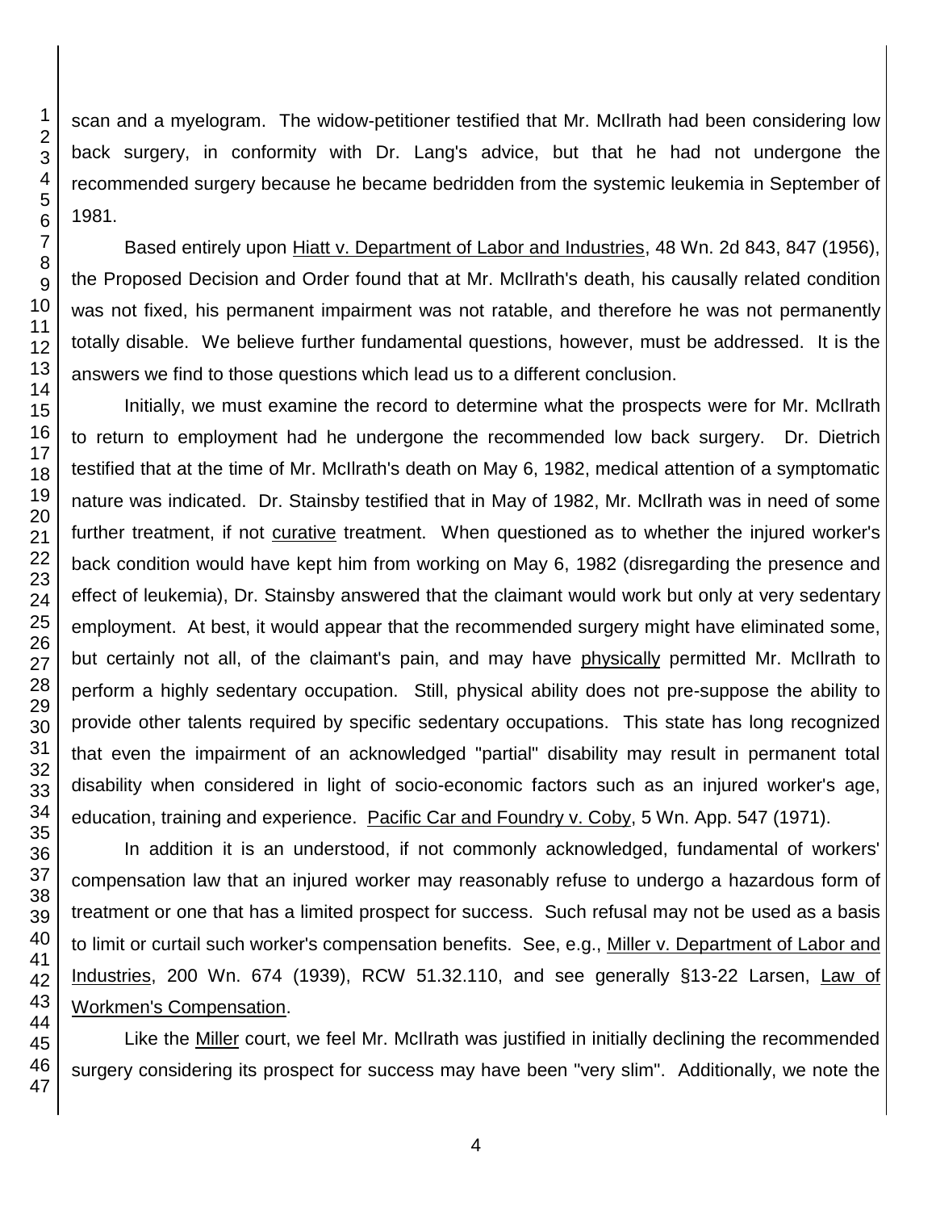scan and a myelogram. The widow-petitioner testified that Mr. McIlrath had been considering low back surgery, in conformity with Dr. Lang's advice, but that he had not undergone the recommended surgery because he became bedridden from the systemic leukemia in September of 1981.

Based entirely upon Hiatt v. Department of Labor and Industries, 48 Wn. 2d 843, 847 (1956), the Proposed Decision and Order found that at Mr. McIlrath's death, his causally related condition was not fixed, his permanent impairment was not ratable, and therefore he was not permanently totally disable. We believe further fundamental questions, however, must be addressed. It is the answers we find to those questions which lead us to a different conclusion.

Initially, we must examine the record to determine what the prospects were for Mr. McIlrath to return to employment had he undergone the recommended low back surgery. Dr. Dietrich testified that at the time of Mr. McIlrath's death on May 6, 1982, medical attention of a symptomatic nature was indicated. Dr. Stainsby testified that in May of 1982, Mr. McIlrath was in need of some further treatment, if not curative treatment. When questioned as to whether the injured worker's back condition would have kept him from working on May 6, 1982 (disregarding the presence and effect of leukemia), Dr. Stainsby answered that the claimant would work but only at very sedentary employment. At best, it would appear that the recommended surgery might have eliminated some, but certainly not all, of the claimant's pain, and may have physically permitted Mr. McIlrath to perform a highly sedentary occupation. Still, physical ability does not pre-suppose the ability to provide other talents required by specific sedentary occupations. This state has long recognized that even the impairment of an acknowledged "partial" disability may result in permanent total disability when considered in light of socio-economic factors such as an injured worker's age, education, training and experience. Pacific Car and Foundry v. Coby, 5 Wn. App. 547 (1971).

In addition it is an understood, if not commonly acknowledged, fundamental of workers' compensation law that an injured worker may reasonably refuse to undergo a hazardous form of treatment or one that has a limited prospect for success. Such refusal may not be used as a basis to limit or curtail such worker's compensation benefits. See, e.g., Miller v. Department of Labor and Industries, 200 Wn. 674 (1939), RCW 51.32.110, and see generally §13-22 Larsen, Law of Workmen's Compensation.

Like the Miller court, we feel Mr. McIlrath was justified in initially declining the recommended surgery considering its prospect for success may have been "very slim". Additionally, we note the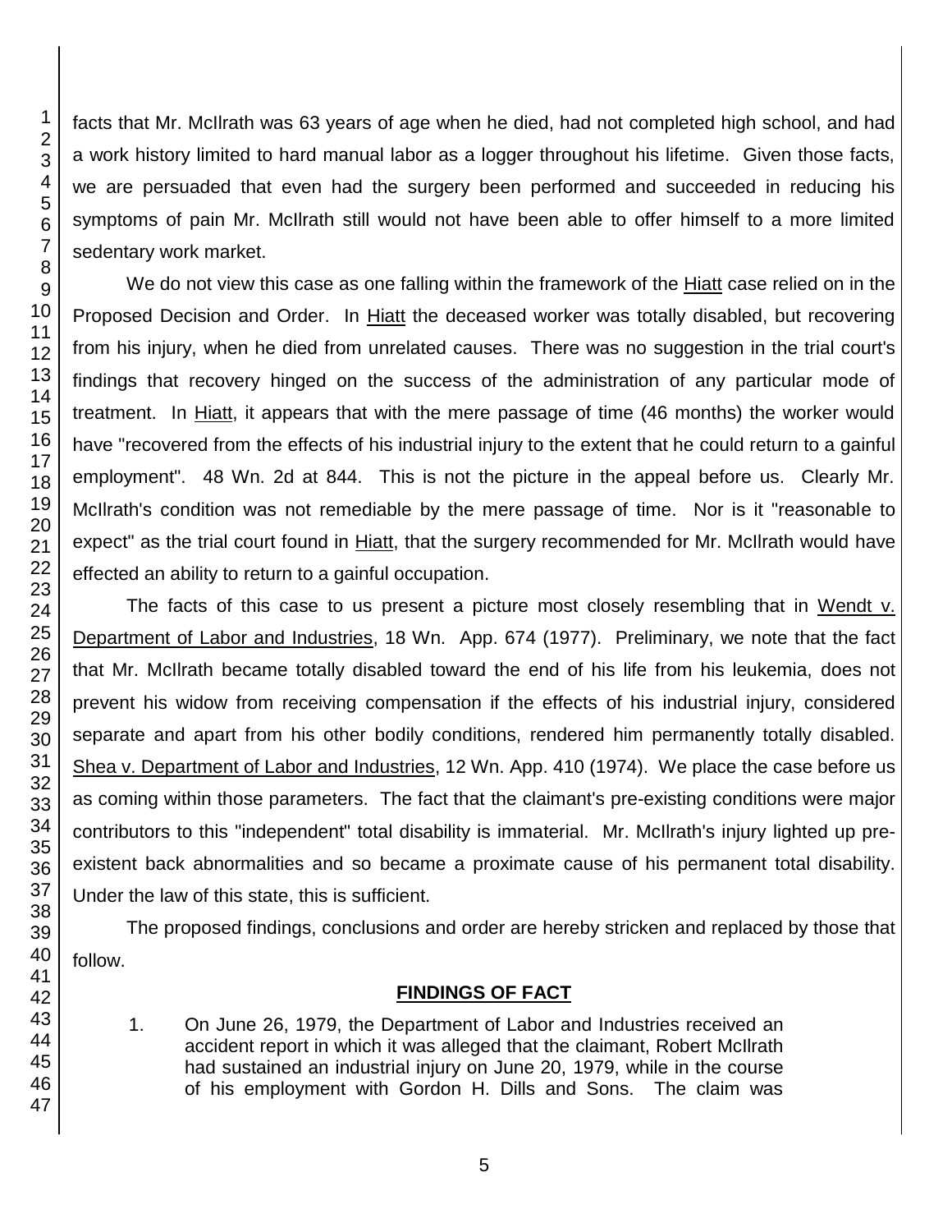facts that Mr. McIlrath was 63 years of age when he died, had not completed high school, and had a work history limited to hard manual labor as a logger throughout his lifetime. Given those facts, we are persuaded that even had the surgery been performed and succeeded in reducing his symptoms of pain Mr. McIlrath still would not have been able to offer himself to a more limited sedentary work market.

We do not view this case as one falling within the framework of the Hiatt case relied on in the Proposed Decision and Order. In Hiatt the deceased worker was totally disabled, but recovering from his injury, when he died from unrelated causes. There was no suggestion in the trial court's findings that recovery hinged on the success of the administration of any particular mode of treatment. In Hiatt, it appears that with the mere passage of time (46 months) the worker would have "recovered from the effects of his industrial injury to the extent that he could return to a gainful employment". 48 Wn. 2d at 844. This is not the picture in the appeal before us. Clearly Mr. McIlrath's condition was not remediable by the mere passage of time. Nor is it "reasonable to expect" as the trial court found in Hiatt, that the surgery recommended for Mr. McIlrath would have effected an ability to return to a gainful occupation.

The facts of this case to us present a picture most closely resembling that in Wendt v. Department of Labor and Industries, 18 Wn. App. 674 (1977). Preliminary, we note that the fact that Mr. McIlrath became totally disabled toward the end of his life from his leukemia, does not prevent his widow from receiving compensation if the effects of his industrial injury, considered separate and apart from his other bodily conditions, rendered him permanently totally disabled. Shea v. Department of Labor and Industries, 12 Wn. App. 410 (1974). We place the case before us as coming within those parameters. The fact that the claimant's pre-existing conditions were major contributors to this "independent" total disability is immaterial. Mr. McIlrath's injury lighted up pre-existent back abnormalities and so became a proximate cause of his permanent total disability. Under the law of this state, this is sufficient.

The proposed findings, conclusions and order are hereby stricken and replaced by those that follow.

## FINDINGS OF FACT

1. On June 26, 1979, the Department of Labor and Industries received an accident report in which it was alleged that the claimant, Robert McIlrath had sustained an industrial injury on June 20, 1979, while in the course of his employment with Gordon H. Dills and Sons. The claim was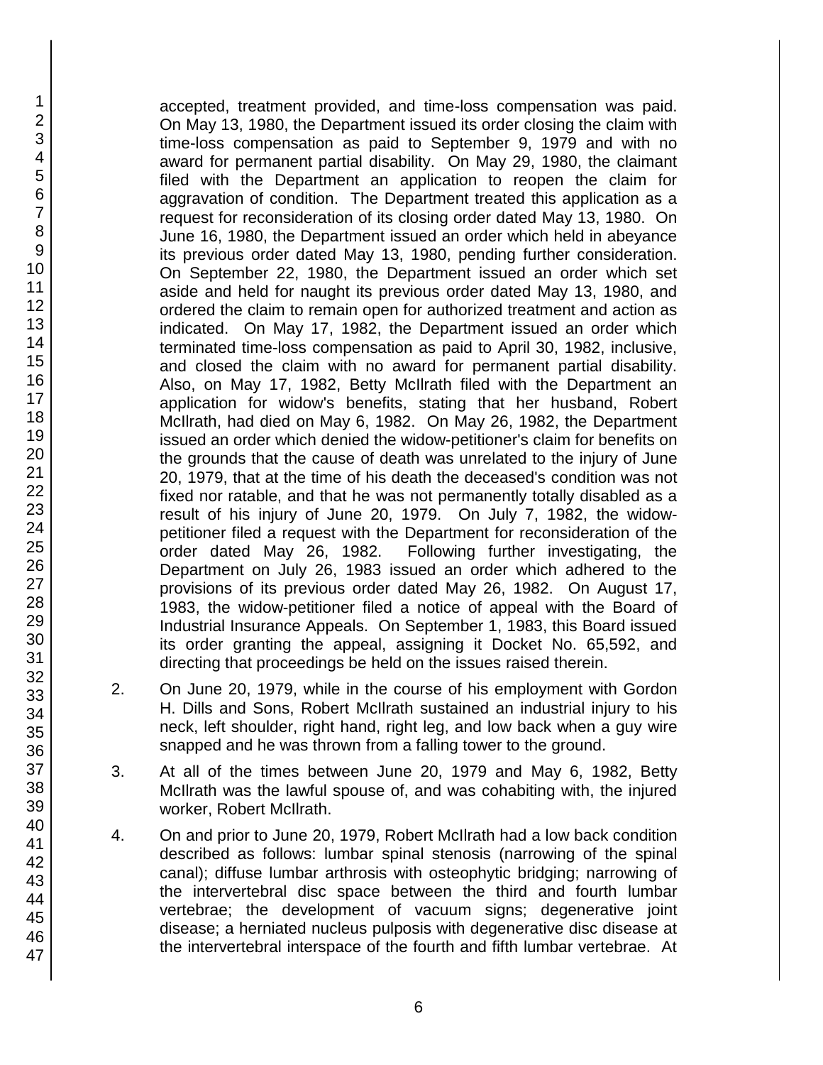accepted, treatment provided, and time-loss compensation was paid. On May 13, 1980, the Department issued its order closing the claim with time-loss compensation as paid to September 9, 1979 and with no award for permanent partial disability. On May 29, 1980, the claimant filed with the Department an application to reopen the claim for aggravation of condition. The Department treated this application as a request for reconsideration of its closing order dated May 13, 1980. On June 16, 1980, the Department issued an order which held in abeyance its previous order dated May 13, 1980, pending further consideration. On September 22, 1980, the Department issued an order which set aside and held for naught its previous order dated May 13, 1980, and ordered the claim to remain open for authorized treatment and action as indicated. On May 17, 1982, the Department issued an order which terminated time-loss compensation as paid to April 30, 1982, inclusive, and closed the claim with no award for permanent partial disability. Also, on May 17, 1982, Betty McIlrath filed with the Department an application for widow's benefits, stating that her husband, Robert McIlrath, had died on May 6, 1982. On May 26, 1982, the Department issued an order which denied the widow-petitioner's claim for benefits on the grounds that the cause of death was unrelated to the injury of June 20, 1979, that at the time of his death the deceased's condition was not fixed nor ratable, and that he was not permanently totally disabled as a result of his injury of June 20, 1979. On July 7, 1982, the widow-petitioner filed a request with the Department for reconsideration of the order dated May 26, 1982. Following further investigating, the Department on July 26, 1983 issued an order which adhered to the provisions of its previous order dated May 26, 1982. On August 17, 1983, the widow-petitioner filed a notice of appeal with the Board of Industrial Insurance Appeals. On September 1, 1983, this Board issued its order granting the appeal, assigning it Docket No. 65,592, and directing that proceedings be held on the issues raised therein.

2. On June 20, 1979, while in the course of his employment with Gordon H. Dills and Sons, Robert McIlrath sustained an industrial injury to his neck, left shoulder, right hand, right leg, and low back when a guy wire snapped and he was thrown from a falling tower to the ground.

3. At all of the times between June 20, 1979 and May 6, 1982, Betty McIlrath was the lawful spouse of, and was cohabiting with, the injured worker, Robert McIlrath.

4. On and prior to June 20, 1979, Robert McIlrath had a low back condition described as follows: lumbar spinal stenosis (narrowing of the spinal canal); diffuse lumbar arthrosis with osteophytic bridging; narrowing of the intervertebral disc space between the third and fourth lumbar vertebrae; the development of vacuum signs; degenerative joint disease; a herniated nucleus pulposis with degenerative disc disease at the intervertebral interspace of the fourth and fifth lumbar vertebrae. At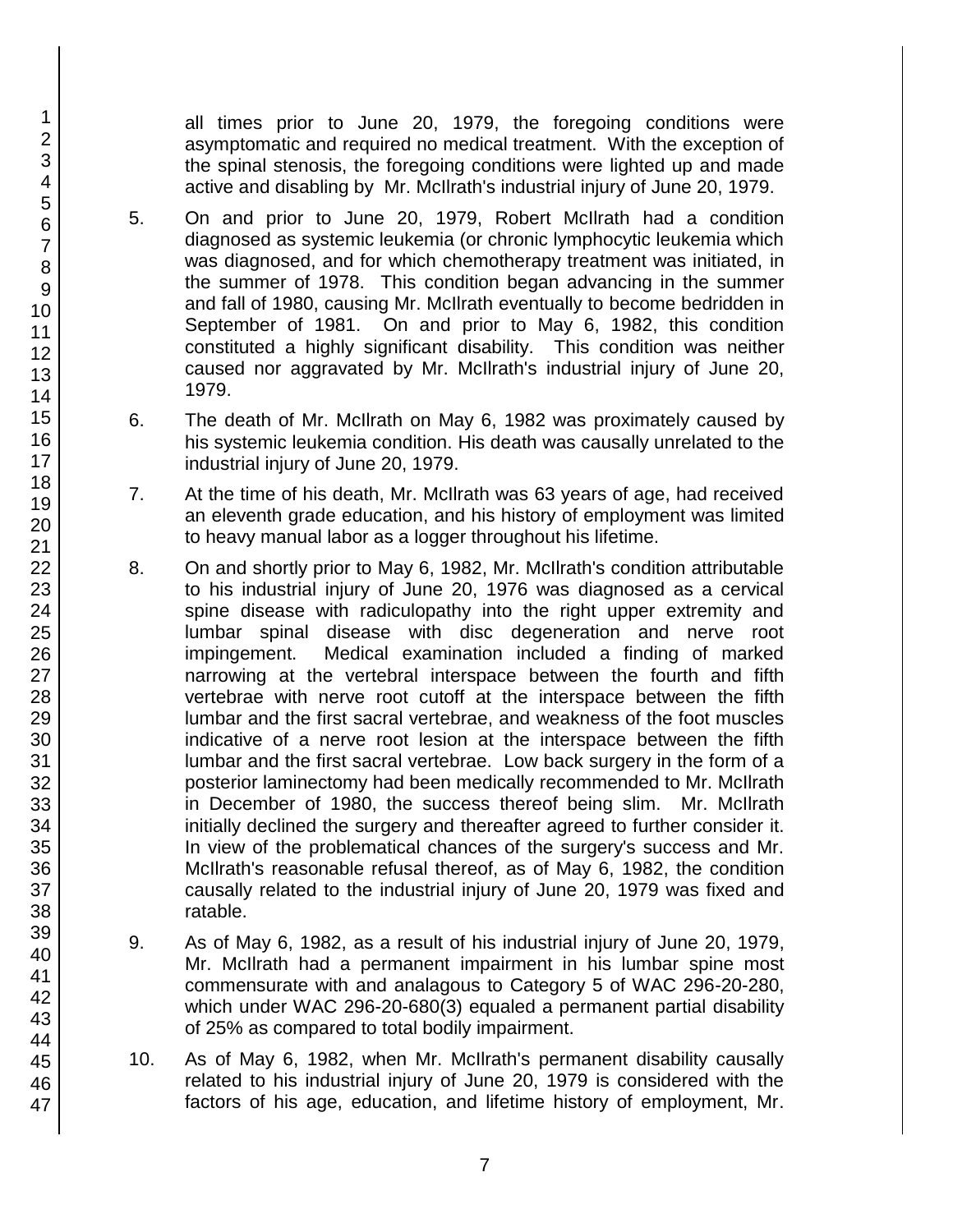all times prior to June 20, 1979, the foregoing conditions were asymptomatic and required no medical treatment. With the exception of the spinal stenosis, the foregoing conditions were lighted up and made active and disabling by Mr. McIlrath's industrial injury of June 20, 1979.

5. On and prior to June 20, 1979, Robert McIlrath had a condition diagnosed as systemic leukemia (or chronic lymphocytic leukemia which was diagnosed, and for which chemotherapy treatment was initiated, in the summer of 1978. This condition began advancing in the summer and fall of 1980, causing Mr. McIlrath eventually to become bedridden in September of 1981. On and prior to May 6, 1982, this condition constituted a highly significant disability. This condition was neither caused nor aggravated by Mr. McIlrath's industrial injury of June 20, 1979.

6. The death of Mr. McIlrath on May 6, 1982 was proximately caused by his systemic leukemia condition. His death was causally unrelated to the industrial injury of June 20, 1979.

7. At the time of his death, Mr. McIlrath was 63 years of age, had received an eleventh grade education, and his history of employment was limited to heavy manual labor as a logger throughout his lifetime.

8. On and shortly prior to May 6, 1982, Mr. McIlrath's condition attributable to his industrial injury of June 20, 1976 was diagnosed as a cervical spine disease with radiculopathy into the right upper extremity and lumbar spinal disease with disc degeneration and nerve root impingement. Medical examination included a finding of marked narrowing at the vertebral interspace between the fourth and fifth vertebrae with nerve root cutoff at the interspace between the fifth lumbar and the first sacral vertebrae, and weakness of the foot muscles indicative of a nerve root lesion at the interspace between the fifth lumbar and the first sacral vertebrae. Low back surgery in the form of a posterior laminectomy had been medically recommended to Mr. McIlrath in December of 1980, the success thereof being slim. Mr. McIlrath initially declined the surgery and thereafter agreed to further consider it. In view of the problematical chances of the surgery's success and Mr. McIlrath's reasonable refusal thereof, as of May 6, 1982, the condition causally related to the industrial injury of June 20, 1979 was fixed and ratable.

9. As of May 6, 1982, as a result of his industrial injury of June 20, 1979, Mr. McIlrath had a permanent impairment in his lumbar spine most commensurate with and analagous to Category 5 of WAC 296-20-280, which under WAC 296-20-680(3) equaled a permanent partial disability of 25% as compared to total bodily impairment.

10. As of May 6, 1982, when Mr. McIlrath's permanent disability causally related to his industrial injury of June 20, 1979 is considered with the factors of his age, education, and lifetime history of employment, Mr.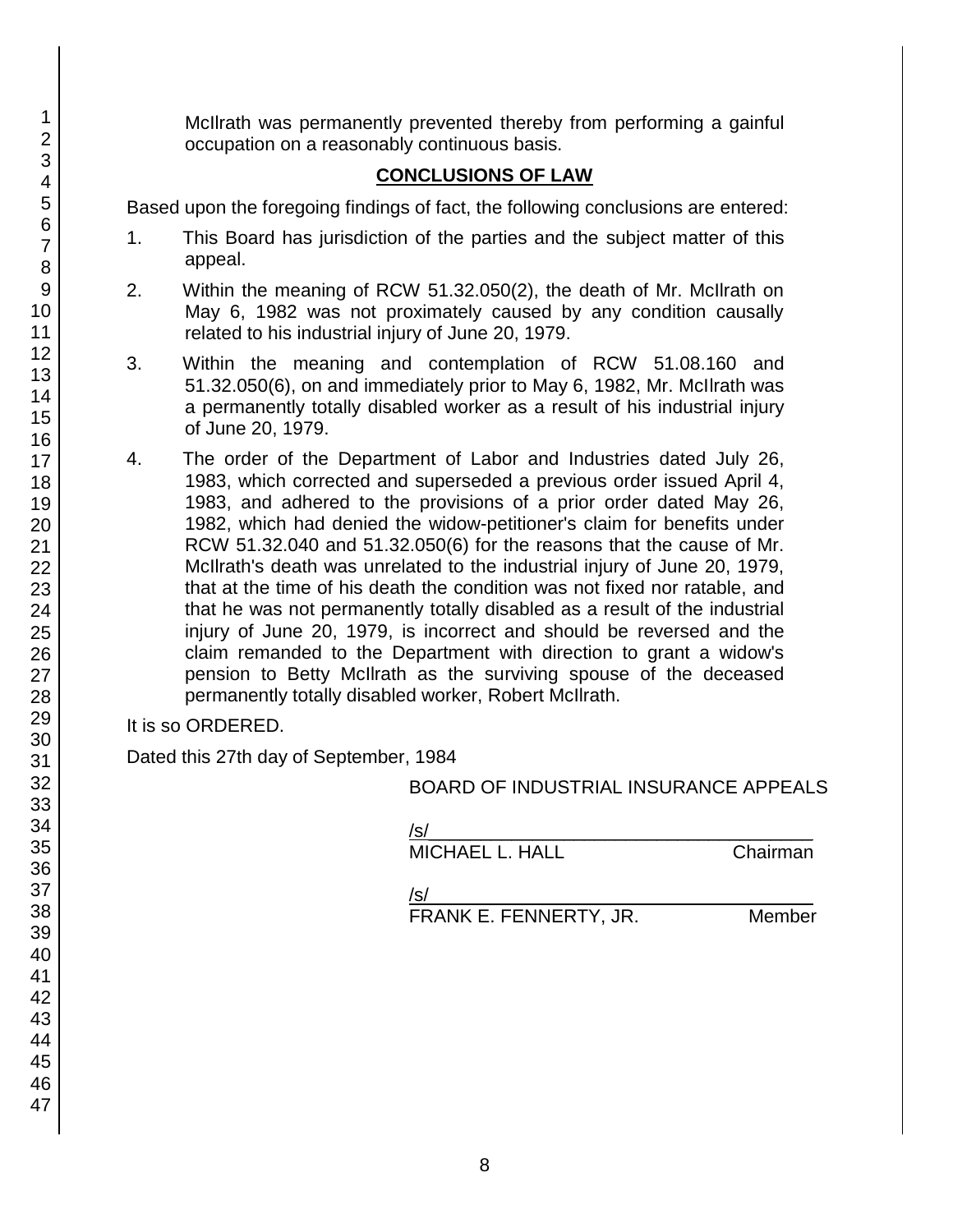McIlrath was permanently prevented thereby from performing a gainful occupation on a reasonably continuous basis.

## CONCLUSIONS OF LAW

Based upon the foregoing findings of fact, the following conclusions are entered:

1. This Board has jurisdiction of the parties and the subject matter of this appeal.

2. Within the meaning of RCW 51.32.050(2), the death of Mr. McIlrath on May 6, 1982 was not proximately caused by any condition causally related to his industrial injury of June 20, 1979.

3. Within the meaning and contemplation of RCW 51.08.160 and 51.32.050(6), on and immediately prior to May 6, 1982, Mr. McIlrath was a permanently totally disabled worker as a result of his industrial injury of June 20, 1979.

4. The order of the Department of Labor and Industries dated July 26, 1983, which corrected and superseded a previous order issued April 4, 1983, and adhered to the provisions of a prior order dated May 26, 1982, which had denied the widow-petitioner's claim for benefits under RCW 51.32.040 and 51.32.050(6) for the reasons that the cause of Mr. McIlrath's death was unrelated to the industrial injury of June 20, 1979, that at the time of his death the condition was not fixed nor ratable, and that he was not permanently totally disabled as a result of the industrial injury of June 20, 1979, is incorrect and should be reversed and the claim remanded to the Department with direction to grant a widow's pension to Betty McIlrath as the surviving spouse of the deceased permanently totally disabled worker, Robert McIlrath.

It is so ORDERED.

Dated this 27th day of September, 1984

BOARD OF INDUSTRIAL INSURANCE APPEALS

/s/
MICHAEL L. HALL Chairman

/s/
FRANK E. FENNERTY, JR. Member